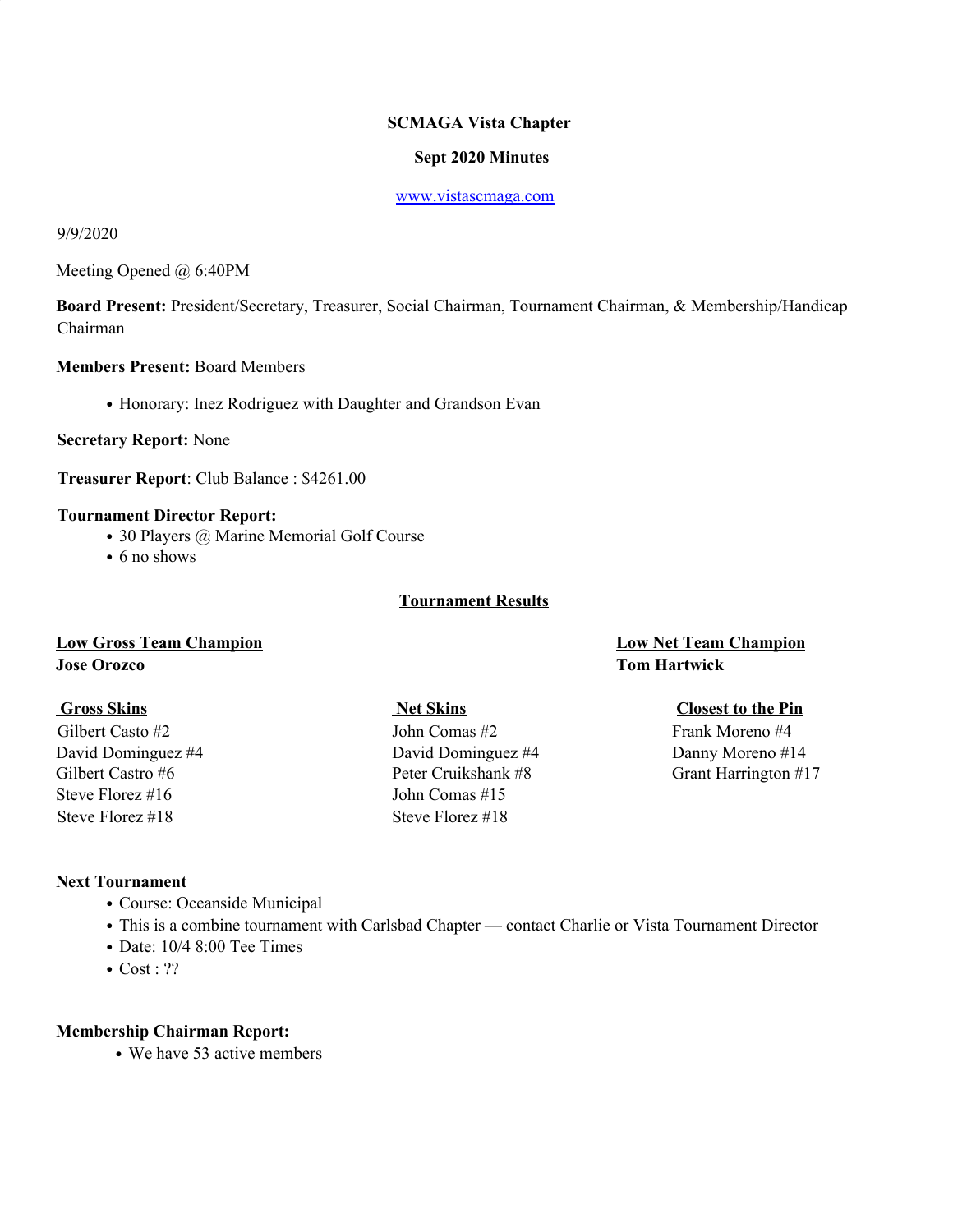**SCMAGA Vista Chapter**

**Sept 2020 Minutes**

[www.vistascmaga.com](http://www.vistascmaga.com)

9/9/2020

Meeting Opened @ 6:40PM

**Board Present:** President/Secretary, Treasurer, Social Chairman, Tournament Chairman, & Membership/Handicap Chairman

**Members Present:** Board Members

- Honorary: Inez Rodriguez with Daughter and Grandson Evan

**Secretary Report:** None

**Treasurer Report**: Club Balance : $4261.00

**Tournament Director Report:**

- 30 Players @ Marine Memorial Golf Course
- 6 no shows

**Tournament Results**

**Low Gross Team Champion**
**Jose Orozco**

**Low Net Team Champion**
**Tom Hartwick**

| Gross Skins | Net Skins | Closest to the Pin |
|---|---|---|
| Gilbert Casto #2 | John Comas #2 | Frank Moreno #4 |
| David Dominguez #4 | David Dominguez #4 | Danny Moreno #14 |
| Gilbert Castro #6 | Peter Cruikshank #8 | Grant Harrington #17 |
| Steve Florez #16 | John Comas #15 | |
| Steve Florez #18 | Steve Florez #18 | |

**Next Tournament**

- Course: Oceanside Municipal
- This is a combine tournament with Carlsbad Chapter — contact Charlie or Vista Tournament Director
- Date: 10/4 8:00 Tee Times
- Cost : ??

**Membership Chairman Report:**

- We have 53 active members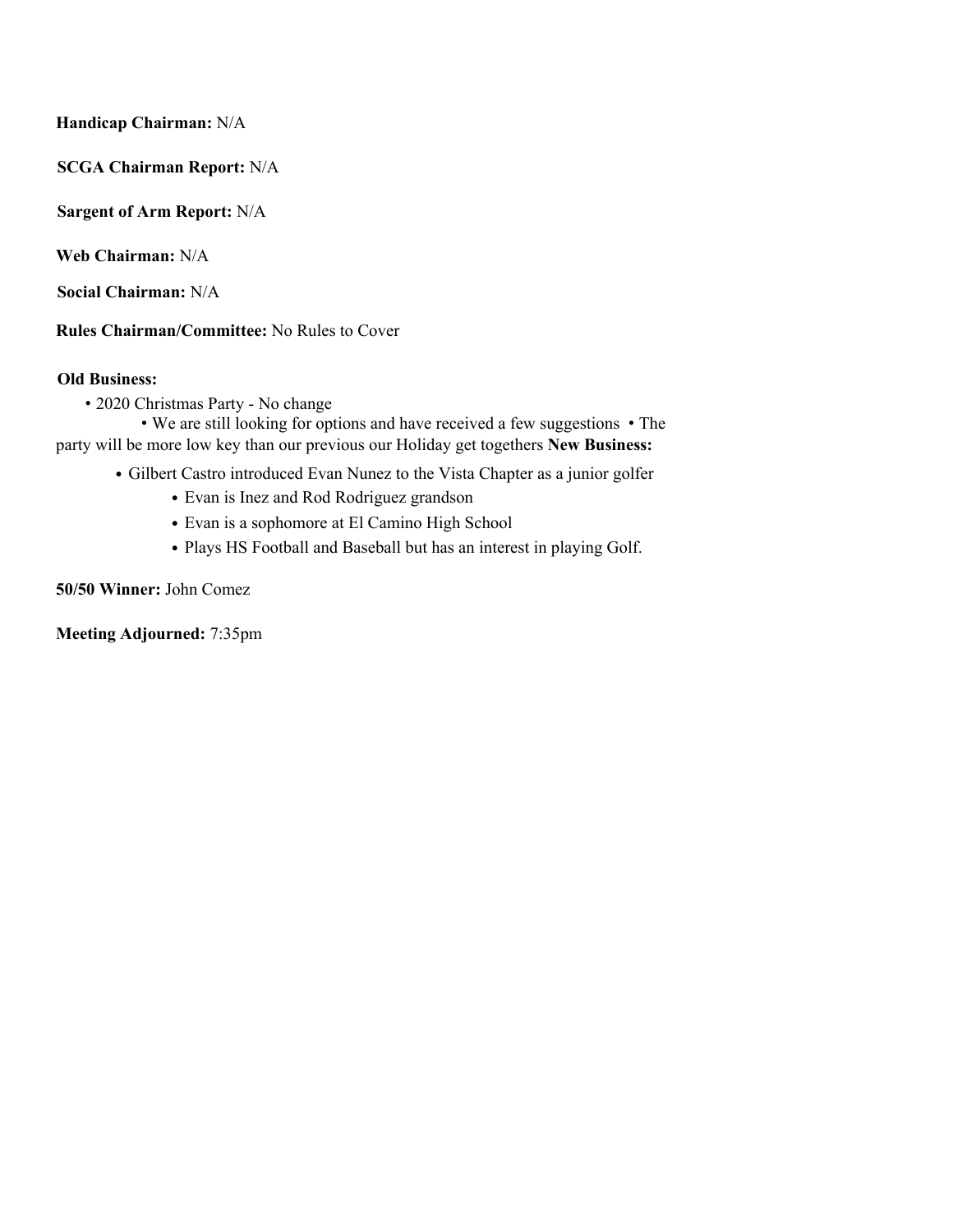**Handicap Chairman:** N/A

**SCGA Chairman Report:** N/A

**Sargent of Arm Report:** N/A

**Web Chairman:** N/A

**Social Chairman:** N/A

**Rules Chairman/Committee:** No Rules to Cover

**Old Business:**

- 2020 Christmas Party - No change
  - We are still looking for options and have received a few suggestions
  - The party will be more low key than our previous our Holiday get togethers

**New Business:**

- Gilbert Castro introduced Evan Nunez to the Vista Chapter as a junior golfer
  - Evan is Inez and Rod Rodriguez grandson
  - Evan is a sophomore at El Camino High School
  - Plays HS Football and Baseball but has an interest in playing Golf.

**50/50 Winner:** John Comez

**Meeting Adjourned:** 7:35pm